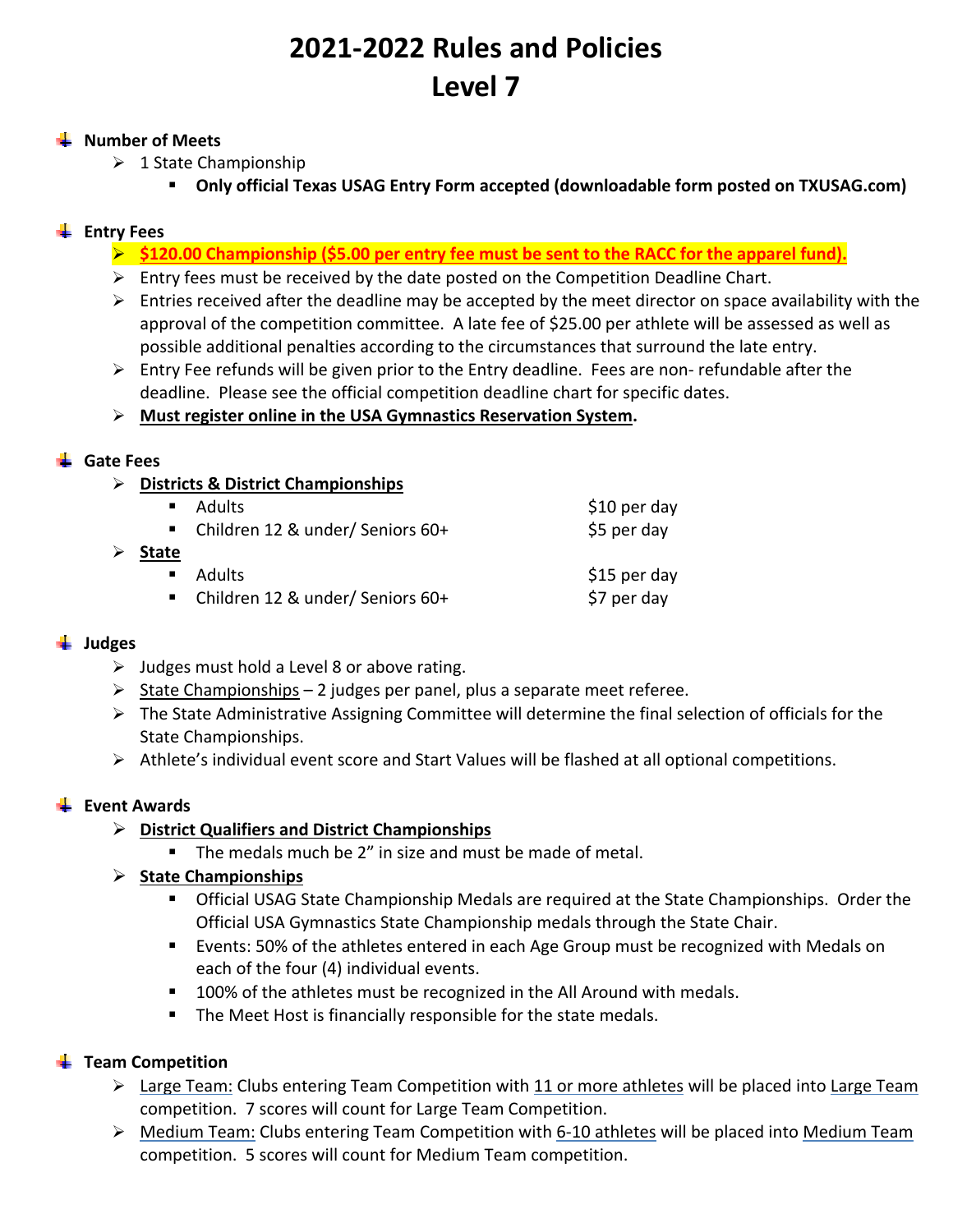# 2021-2022 Rules and Policies
# Level 7

- **Number of Meets**
  - 1 State Championship
    - **Only official Texas USAG Entry Form accepted (downloadable form posted on TXUSAG.com)**

- **Entry Fees**
  - **$120.00 Championship ($5.00 per entry fee must be sent to the RACC for the apparel fund).**
  - Entry fees must be received by the date posted on the Competition Deadline Chart.
  - Entries received after the deadline may be accepted by the meet director on space availability with the approval of the competition committee. A late fee of $25.00 per athlete will be assessed as well as possible additional penalties according to the circumstances that surround the late entry.
  - Entry Fee refunds will be given prior to the Entry deadline. Fees are non- refundable after the deadline. Please see the official competition deadline chart for specific dates.
  - **Must register online in the USA Gymnastics Reservation System.**

- **Gate Fees**
  - **Districts & District Championships**
    - Adults — $10 per day
    - Children 12 & under/ Seniors 60+ — $5 per day
  - **State**
    - Adults — $15 per day
    - Children 12 & under/ Seniors 60+ — $7 per day

- **Judges**
  - Judges must hold a Level 8 or above rating.
  - State Championships – 2 judges per panel, plus a separate meet referee.
  - The State Administrative Assigning Committee will determine the final selection of officials for the State Championships.
  - Athlete's individual event score and Start Values will be flashed at all optional competitions.

- **Event Awards**
  - **District Qualifiers and District Championships**
    - The medals much be 2" in size and must be made of metal.
  - **State Championships**
    - Official USAG State Championship Medals are required at the State Championships. Order the Official USA Gymnastics State Championship medals through the State Chair.
    - Events: 50% of the athletes entered in each Age Group must be recognized with Medals on each of the four (4) individual events.
    - 100% of the athletes must be recognized in the All Around with medals.
    - The Meet Host is financially responsible for the state medals.

- **Team Competition**
  - Large Team: Clubs entering Team Competition with 11 or more athletes will be placed into Large Team competition. 7 scores will count for Large Team Competition.
  - Medium Team: Clubs entering Team Competition with 6-10 athletes will be placed into Medium Team competition. 5 scores will count for Medium Team competition.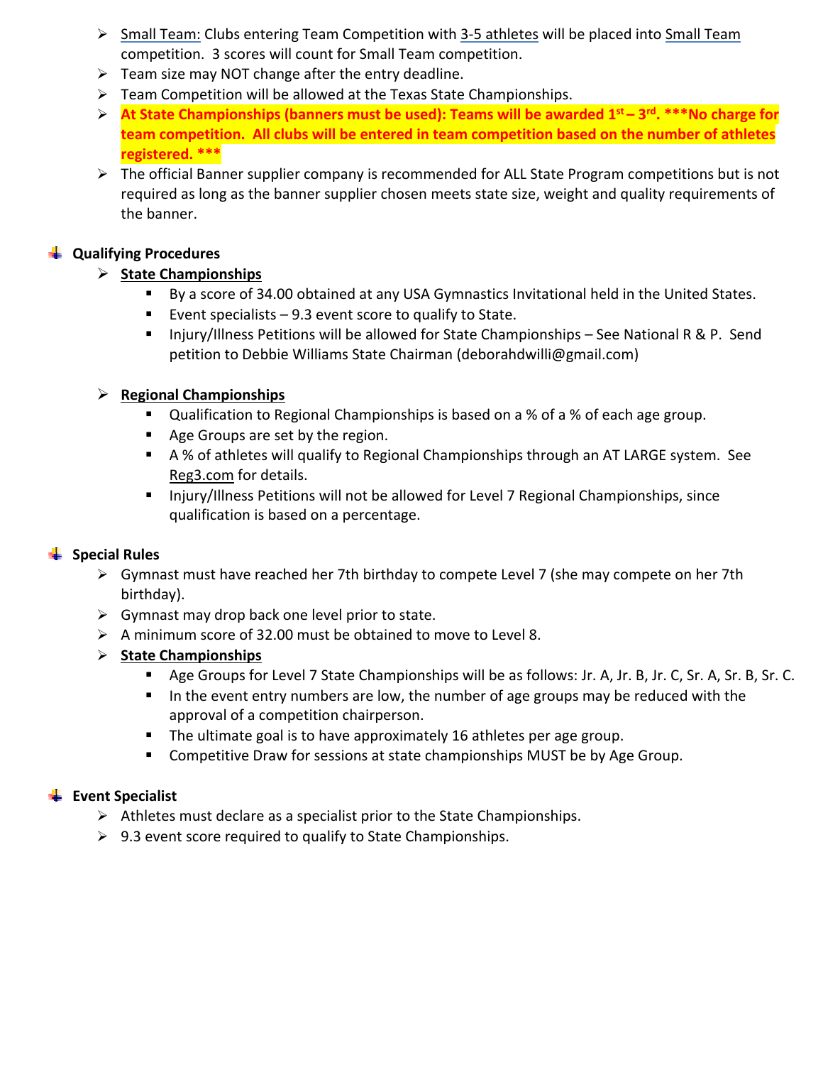- Small Team: Clubs entering Team Competition with 3-5 athletes will be placed into Small Team competition. 3 scores will count for Small Team competition.
- Team size may NOT change after the entry deadline.
- Team Competition will be allowed at the Texas State Championships.
- **At State Championships (banners must be used): Teams will be awarded 1st – 3rd. \*\*\*No charge for team competition. All clubs will be entered in team competition based on the number of athletes registered. \*\*\***
- The official Banner supplier company is recommended for ALL State Program competitions but is not required as long as the banner supplier chosen meets state size, weight and quality requirements of the banner.

## Qualifying Procedures

- **State Championships**
  - By a score of 34.00 obtained at any USA Gymnastics Invitational held in the United States.
  - Event specialists – 9.3 event score to qualify to State.
  - Injury/Illness Petitions will be allowed for State Championships – See National R & P. Send petition to Debbie Williams State Chairman (deborahdwilli@gmail.com)

- **Regional Championships**
  - Qualification to Regional Championships is based on a % of a % of each age group.
  - Age Groups are set by the region.
  - A % of athletes will qualify to Regional Championships through an AT LARGE system. See Reg3.com for details.
  - Injury/Illness Petitions will not be allowed for Level 7 Regional Championships, since qualification is based on a percentage.

## Special Rules

- Gymnast must have reached her 7th birthday to compete Level 7 (she may compete on her 7th birthday).
- Gymnast may drop back one level prior to state.
- A minimum score of 32.00 must be obtained to move to Level 8.
- **State Championships**
  - Age Groups for Level 7 State Championships will be as follows: Jr. A, Jr. B, Jr. C, Sr. A, Sr. B, Sr. C.
  - In the event entry numbers are low, the number of age groups may be reduced with the approval of a competition chairperson.
  - The ultimate goal is to have approximately 16 athletes per age group.
  - Competitive Draw for sessions at state championships MUST be by Age Group.

## Event Specialist

- Athletes must declare as a specialist prior to the State Championships.
- 9.3 event score required to qualify to State Championships.